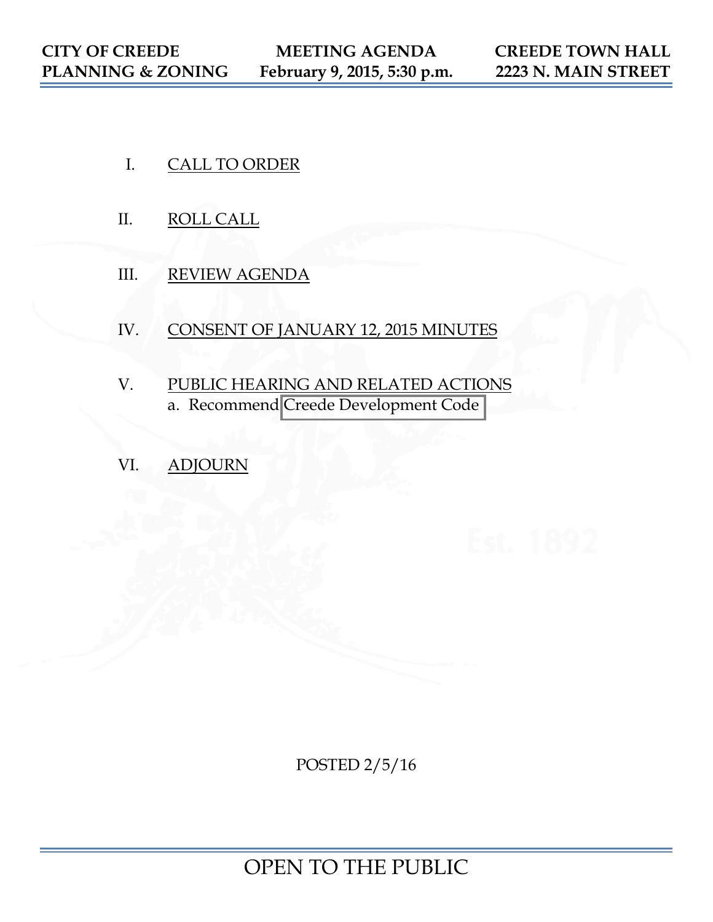**CITY OF CREEDE** | **MEETING AGENDA** | **CREEDE TOWN HALL**
**PLANNING & ZONING** | **February 9, 2015, 5:30 p.m.** | **2223 N. MAIN STREET**

I. CALL TO ORDER

II. ROLL CALL

III. REVIEW AGENDA

IV. CONSENT OF JANUARY 12, 2015 MINUTES

V. PUBLIC HEARING AND RELATED ACTIONS
   a. Recommend Creede Development Code

VI. ADJOURN

POSTED 2/5/16

OPEN TO THE PUBLIC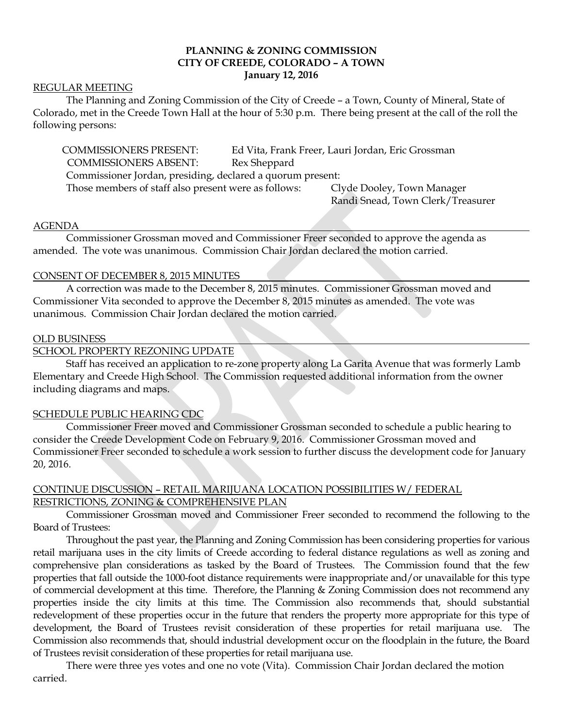**PLANNING & ZONING COMMISSION**
**CITY OF CREEDE, COLORADO – A TOWN**
**January 12, 2016**

REGULAR MEETING

The Planning and Zoning Commission of the City of Creede – a Town, County of Mineral, State of Colorado, met in the Creede Town Hall at the hour of 5:30 p.m. There being present at the call of the roll the following persons:

COMMISSIONERS PRESENT: Ed Vita, Frank Freer, Lauri Jordan, Eric Grossman
COMMISSIONERS ABSENT: Rex Sheppard
Commissioner Jordan, presiding, declared a quorum present:
Those members of staff also present were as follows: Clyde Dooley, Town Manager
Randi Snead, Town Clerk/Treasurer

AGENDA

Commissioner Grossman moved and Commissioner Freer seconded to approve the agenda as amended. The vote was unanimous. Commission Chair Jordan declared the motion carried.

CONSENT OF DECEMBER 8, 2015 MINUTES

A correction was made to the December 8, 2015 minutes. Commissioner Grossman moved and Commissioner Vita seconded to approve the December 8, 2015 minutes as amended. The vote was unanimous. Commission Chair Jordan declared the motion carried.

OLD BUSINESS

SCHOOL PROPERTY REZONING UPDATE

Staff has received an application to re-zone property along La Garita Avenue that was formerly Lamb Elementary and Creede High School. The Commission requested additional information from the owner including diagrams and maps.

SCHEDULE PUBLIC HEARING CDC

Commissioner Freer moved and Commissioner Grossman seconded to schedule a public hearing to consider the Creede Development Code on February 9, 2016. Commissioner Grossman moved and Commissioner Freer seconded to schedule a work session to further discuss the development code for January 20, 2016.

CONTINUE DISCUSSION – RETAIL MARIJUANA LOCATION POSSIBILITIES W/ FEDERAL RESTRICTIONS, ZONING & COMPREHENSIVE PLAN

Commissioner Grossman moved and Commissioner Freer seconded to recommend the following to the Board of Trustees:

Throughout the past year, the Planning and Zoning Commission has been considering properties for various retail marijuana uses in the city limits of Creede according to federal distance regulations as well as zoning and comprehensive plan considerations as tasked by the Board of Trustees. The Commission found that the few properties that fall outside the 1000-foot distance requirements were inappropriate and/or unavailable for this type of commercial development at this time. Therefore, the Planning & Zoning Commission does not recommend any properties inside the city limits at this time. The Commission also recommends that, should substantial redevelopment of these properties occur in the future that renders the property more appropriate for this type of development, the Board of Trustees revisit consideration of these properties for retail marijuana use. The Commission also recommends that, should industrial development occur on the floodplain in the future, the Board of Trustees revisit consideration of these properties for retail marijuana use.

There were three yes votes and one no vote (Vita). Commission Chair Jordan declared the motion carried.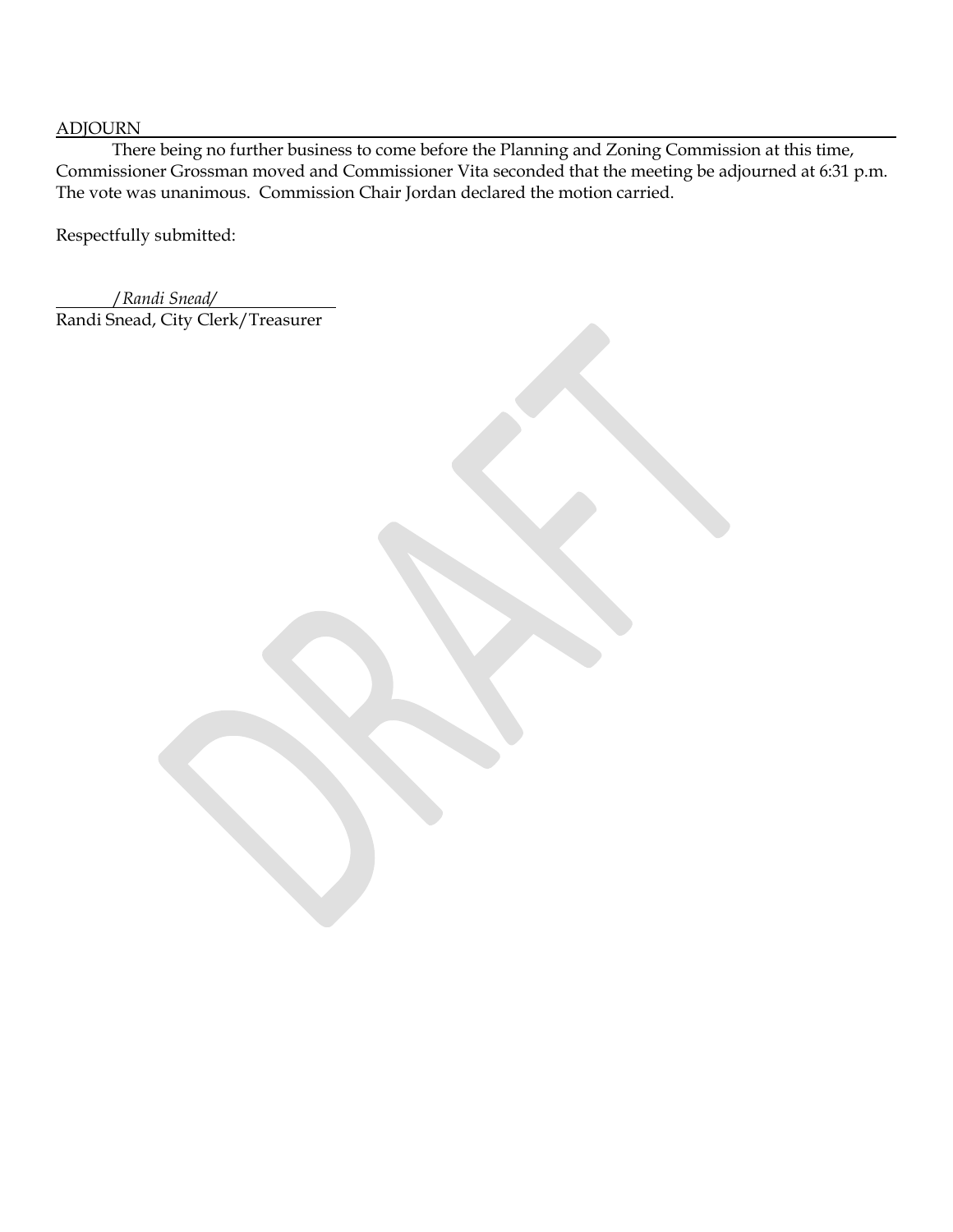ADJOURN

There being no further business to come before the Planning and Zoning Commission at this time, Commissioner Grossman moved and Commissioner Vita seconded that the meeting be adjourned at 6:31 p.m. The vote was unanimous. Commission Chair Jordan declared the motion carried.

Respectfully submitted:

*/Randi Snead/*

Randi Snead, City Clerk/Treasurer

DRAFT